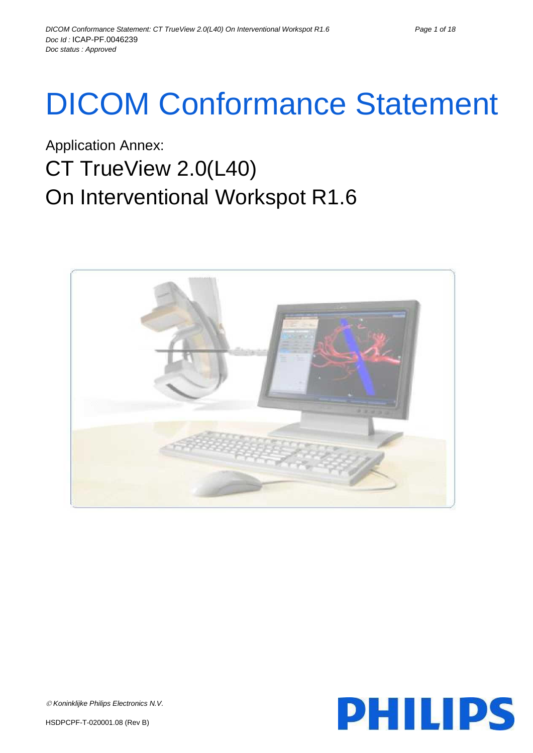# DICOM Conformance Statement

## Application Annex:

## CT TrueView 2.0(L40)

## On Interventional Workspot R1.6

© Koninklijke Philips Electronics N.V.

HSDPCPF-T-020001.08 (Rev B)

PHILIPS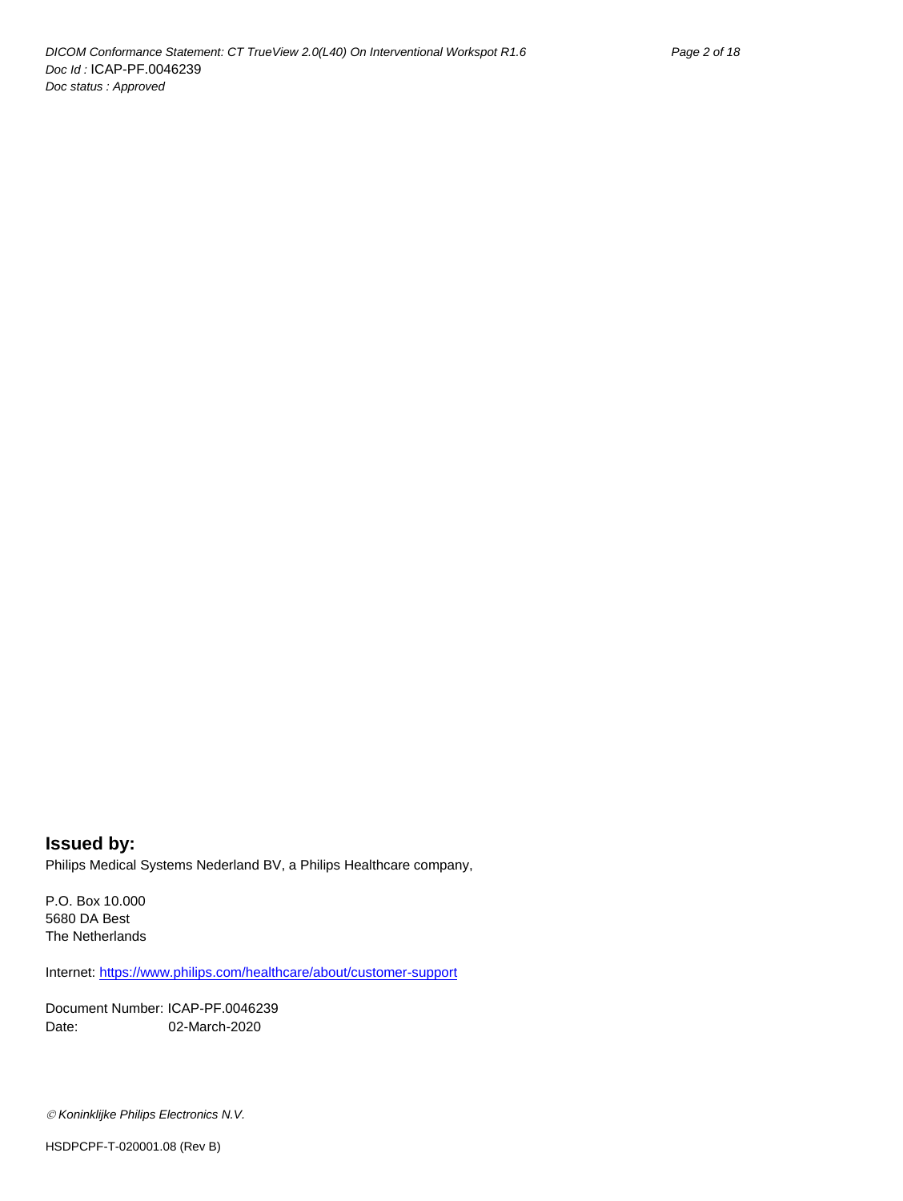**Issued by:**

Philips Medical Systems Nederland BV, a Philips Healthcare company,

P.O. Box 10.000
5680 DA Best
The Netherlands

Internet: https://www.philips.com/healthcare/about/customer-support

Document Number: ICAP-PF.0046239
Date: 02-March-2020

*© Koninklijke Philips Electronics N.V.*

HSDPCPF-T-020001.08 (Rev B)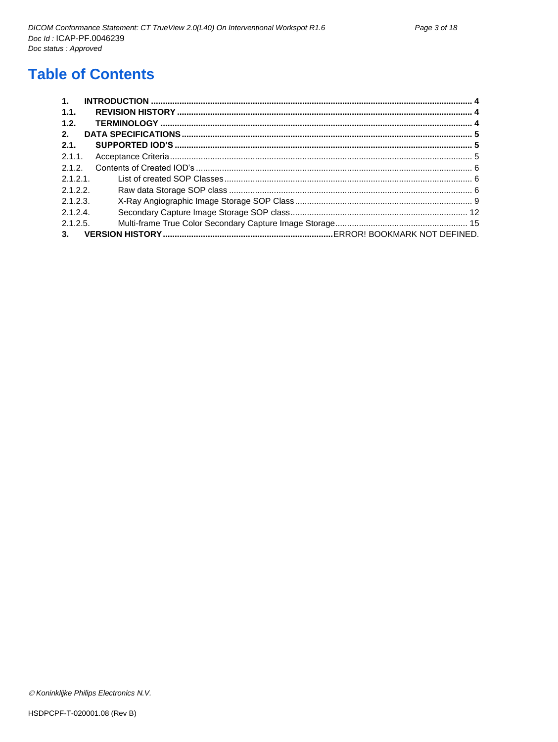# Table of Contents

| | | |
|---|---|---|
| **1.** | **INTRODUCTION** | **4** |
| **1.1.** | **REVISION HISTORY** | **4** |
| **1.2.** | **TERMINOLOGY** | **4** |
| **2.** | **DATA SPECIFICATIONS** | **5** |
| **2.1.** | **SUPPORTED IOD'S** | **5** |
| 2.1.1. | Acceptance Criteria | 5 |
| 2.1.2. | Contents of Created IOD's | 6 |
| 2.1.2.1. | List of created SOP Classes | 6 |
| 2.1.2.2. | Raw data Storage SOP class | 6 |
| 2.1.2.3. | X-Ray Angiographic Image Storage SOP Class | 9 |
| 2.1.2.4. | Secondary Capture Image Storage SOP class | 12 |
| 2.1.2.5. | Multi-frame True Color Secondary Capture Image Storage | 15 |
| **3.** | **VERSION HISTORY** | ERROR! BOOKMARK NOT DEFINED. |

© Koninklijke Philips Electronics N.V.

HSDPCPF-T-020001.08 (Rev B)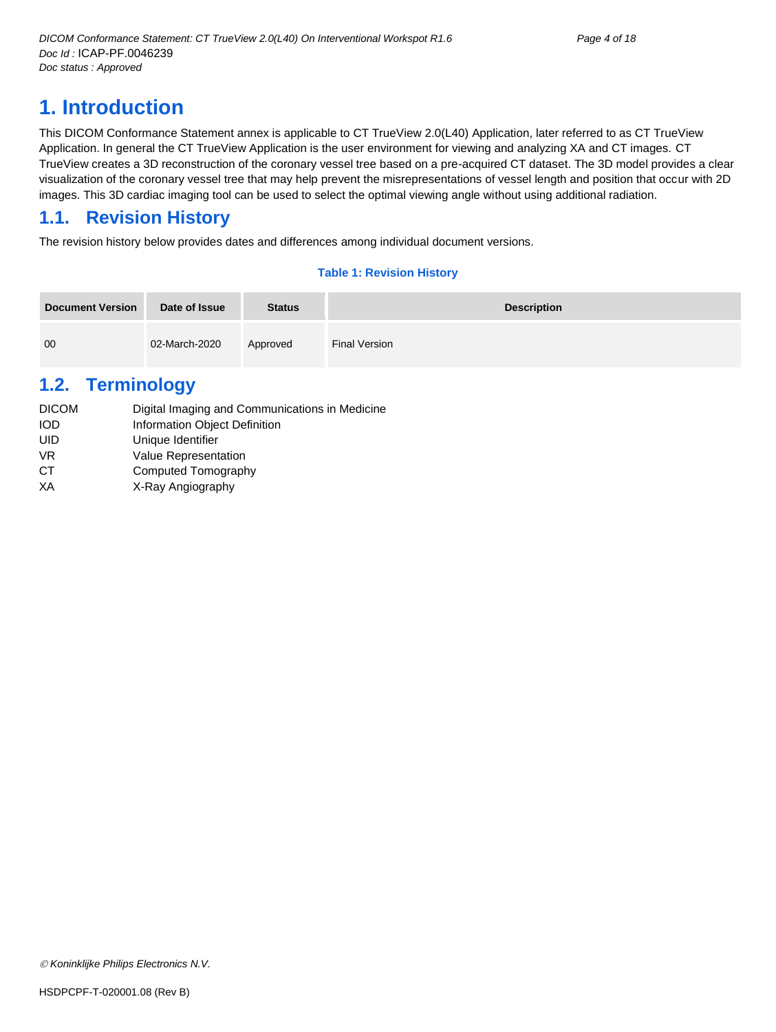# 1. Introduction

This DICOM Conformance Statement annex is applicable to CT TrueView 2.0(L40) Application, later referred to as CT TrueView Application. In general the CT TrueView Application is the user environment for viewing and analyzing XA and CT images. CT TrueView creates a 3D reconstruction of the coronary vessel tree based on a pre-acquired CT dataset. The 3D model provides a clear visualization of the coronary vessel tree that may help prevent the misrepresentations of vessel length and position that occur with 2D images. This 3D cardiac imaging tool can be used to select the optimal viewing angle without using additional radiation.

## 1.1. Revision History

The revision history below provides dates and differences among individual document versions.

**Table 1: Revision History**

| Document Version | Date of Issue | Status | Description |
|---|---|---|---|
| 00 | 02-March-2020 | Approved | Final Version |

## 1.2. Terminology

| | |
|---|---|
| DICOM | Digital Imaging and Communications in Medicine |
| IOD | Information Object Definition |
| UID | Unique Identifier |
| VR | Value Representation |
| CT | Computed Tomography |
| XA | X-Ray Angiography |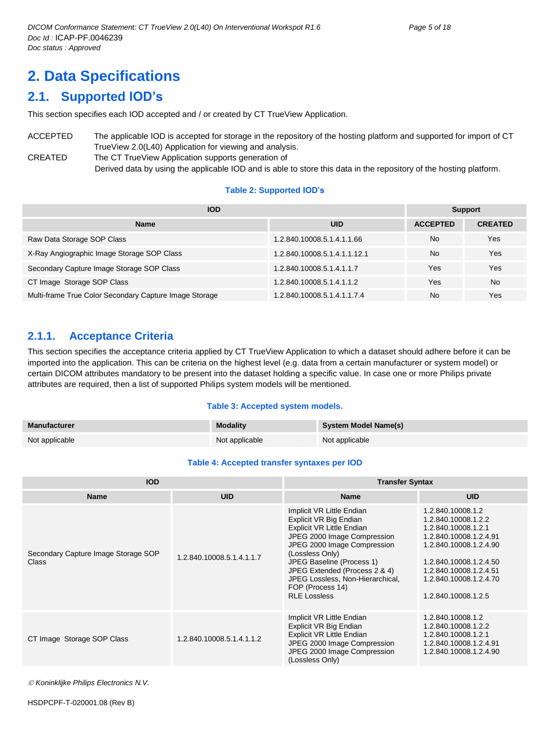# 2. Data Specifications

## 2.1. Supported IOD's

This section specifies each IOD accepted and / or created by CT TrueView Application.

ACCEPTED The applicable IOD is accepted for storage in the repository of the hosting platform and supported for import of CT TrueView 2.0(L40) Application for viewing and analysis.

CREATED The CT TrueView Application supports generation of Derived data by using the applicable IOD and is able to store this data in the repository of the hosting platform.

**Table 2: Supported IOD's**

| IOD | | Support | |
|---|---|---|---|
| **Name** | **UID** | **ACCEPTED** | **CREATED** |
| Raw Data Storage SOP Class | 1.2.840.10008.5.1.4.1.1.66 | No | Yes |
| X-Ray Angiographic Image Storage SOP Class | 1.2.840.10008.5.1.4.1.1.12.1 | No | Yes |
| Secondary Capture Image Storage SOP Class | 1.2.840.10008.5.1.4.1.1.7 | Yes | Yes |
| CT Image Storage SOP Class | 1.2.840.10008.5.1.4.1.1.2 | Yes | No |
| Multi-frame True Color Secondary Capture Image Storage | 1.2.840.10008.5.1.4.1.1.7.4 | No | Yes |

### 2.1.1. Acceptance Criteria

This section specifies the acceptance criteria applied by CT TrueView Application to which a dataset should adhere before it can be imported into the application. This can be criteria on the highest level (e.g. data from a certain manufacturer or system model) or certain DICOM attributes mandatory to be present into the dataset holding a specific value. In case one or more Philips private attributes are required, then a list of supported Philips system models will be mentioned.

**Table 3: Accepted system models.**

| Manufacturer | Modality | System Model Name(s) |
|---|---|---|
| Not applicable | Not applicable | Not applicable |

**Table 4: Accepted transfer syntaxes per IOD**

| IOD | | Transfer Syntax | |
|---|---|---|---|
| **Name** | **UID** | **Name** | **UID** |
| Secondary Capture Image Storage SOP Class | 1.2.840.10008.5.1.4.1.1.7 | Implicit VR Little Endian<br>Explicit VR Big Endian<br>Explicit VR Little Endian<br>JPEG 2000 Image Compression<br>JPEG 2000 Image Compression (Lossless Only)<br>JPEG Baseline (Process 1)<br>JPEG Extended (Process 2 & 4)<br>JPEG Lossless, Non-Hierarchical, FOP (Process 14)<br>RLE Lossless | 1.2.840.10008.1.2<br>1.2.840.10008.1.2.2<br>1.2.840.10008.1.2.1<br>1.2.840.10008.1.2.4.91<br>1.2.840.10008.1.2.4.90<br>1.2.840.10008.1.2.4.50<br>1.2.840.10008.1.2.4.51<br>1.2.840.10008.1.2.4.70<br>1.2.840.10008.1.2.5 |
| CT Image Storage SOP Class | 1.2.840.10008.5.1.4.1.1.2 | Implicit VR Little Endian<br>Explicit VR Big Endian<br>Explicit VR Little Endian<br>JPEG 2000 Image Compression<br>JPEG 2000 Image Compression (Lossless Only) | 1.2.840.10008.1.2<br>1.2.840.10008.1.2.2<br>1.2.840.10008.1.2.1<br>1.2.840.10008.1.2.4.91<br>1.2.840.10008.1.2.4.90 |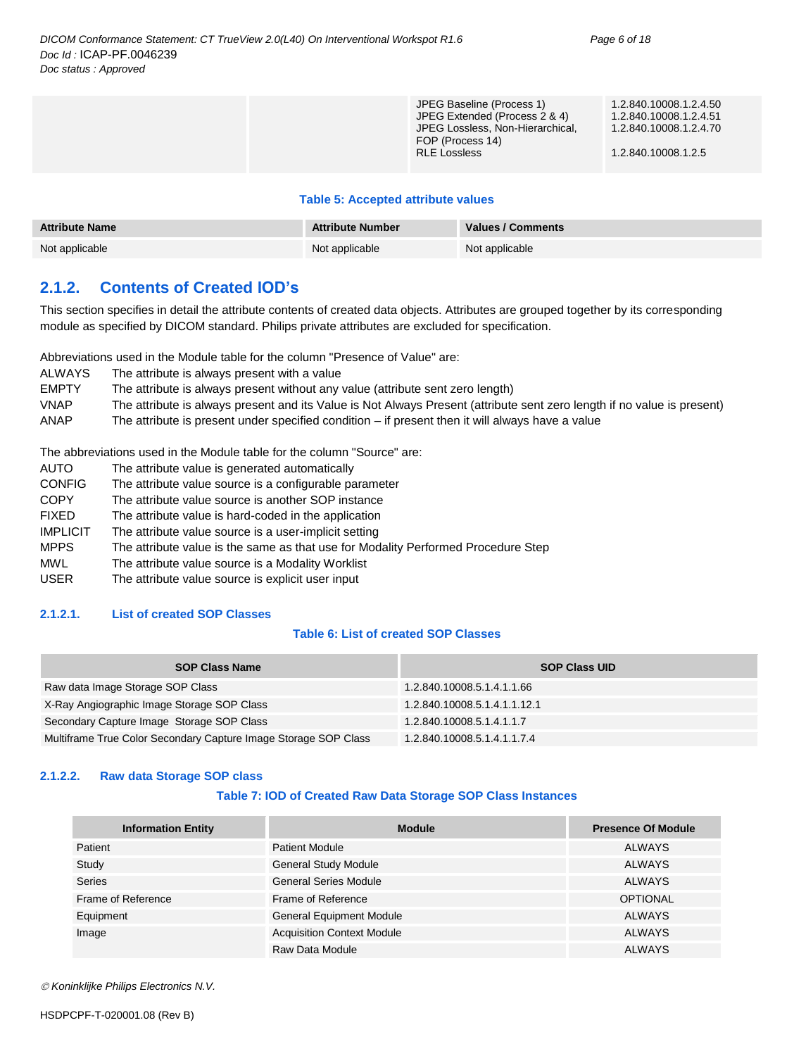|  |  | JPEG Baseline (Process 1)<br>JPEG Extended (Process 2 & 4)<br>JPEG Lossless, Non-Hierarchical, FOP (Process 14)<br>RLE Lossless | 1.2.840.10008.1.2.4.50<br>1.2.840.10008.1.2.4.51<br>1.2.840.10008.1.2.4.70<br><br>1.2.840.10008.1.2.5 |
|---|---|---|---|

**Table 5: Accepted attribute values**

| Attribute Name | Attribute Number | Values / Comments |
|---|---|---|
| Not applicable | Not applicable | Not applicable |

## 2.1.2. Contents of Created IOD's

This section specifies in detail the attribute contents of created data objects. Attributes are grouped together by its corresponding module as specified by DICOM standard. Philips private attributes are excluded for specification.

Abbreviations used in the Module table for the column "Presence of Value" are:

- ALWAYS The attribute is always present with a value
- EMPTY The attribute is always present without any value (attribute sent zero length)
- VNAP The attribute is always present and its Value is Not Always Present (attribute sent zero length if no value is present)
- ANAP The attribute is present under specified condition – if present then it will always have a value

The abbreviations used in the Module table for the column "Source" are:

- AUTO The attribute value is generated automatically
- CONFIG The attribute value source is a configurable parameter
- COPY The attribute value source is another SOP instance
- FIXED The attribute value is hard-coded in the application
- IMPLICIT The attribute value source is a user-implicit setting
- MPPS The attribute value is the same as that use for Modality Performed Procedure Step
- MWL The attribute value source is a Modality Worklist
- USER The attribute value source is explicit user input

### 2.1.2.1. List of created SOP Classes

**Table 6: List of created SOP Classes**

| SOP Class Name | SOP Class UID |
|---|---|
| Raw data Image Storage SOP Class | 1.2.840.10008.5.1.4.1.1.66 |
| X-Ray Angiographic Image Storage SOP Class | 1.2.840.10008.5.1.4.1.1.12.1 |
| Secondary Capture Image Storage SOP Class | 1.2.840.10008.5.1.4.1.1.7 |
| Multiframe True Color Secondary Capture Image Storage SOP Class | 1.2.840.10008.5.1.4.1.1.7.4 |

### 2.1.2.2. Raw data Storage SOP class

**Table 7: IOD of Created Raw Data Storage SOP Class Instances**

| Information Entity | Module | Presence Of Module |
|---|---|---|
| Patient | Patient Module | ALWAYS |
| Study | General Study Module | ALWAYS |
| Series | General Series Module | ALWAYS |
| Frame of Reference | Frame of Reference | OPTIONAL |
| Equipment | General Equipment Module | ALWAYS |
| Image | Acquisition Context Module | ALWAYS |
|  | Raw Data Module | ALWAYS |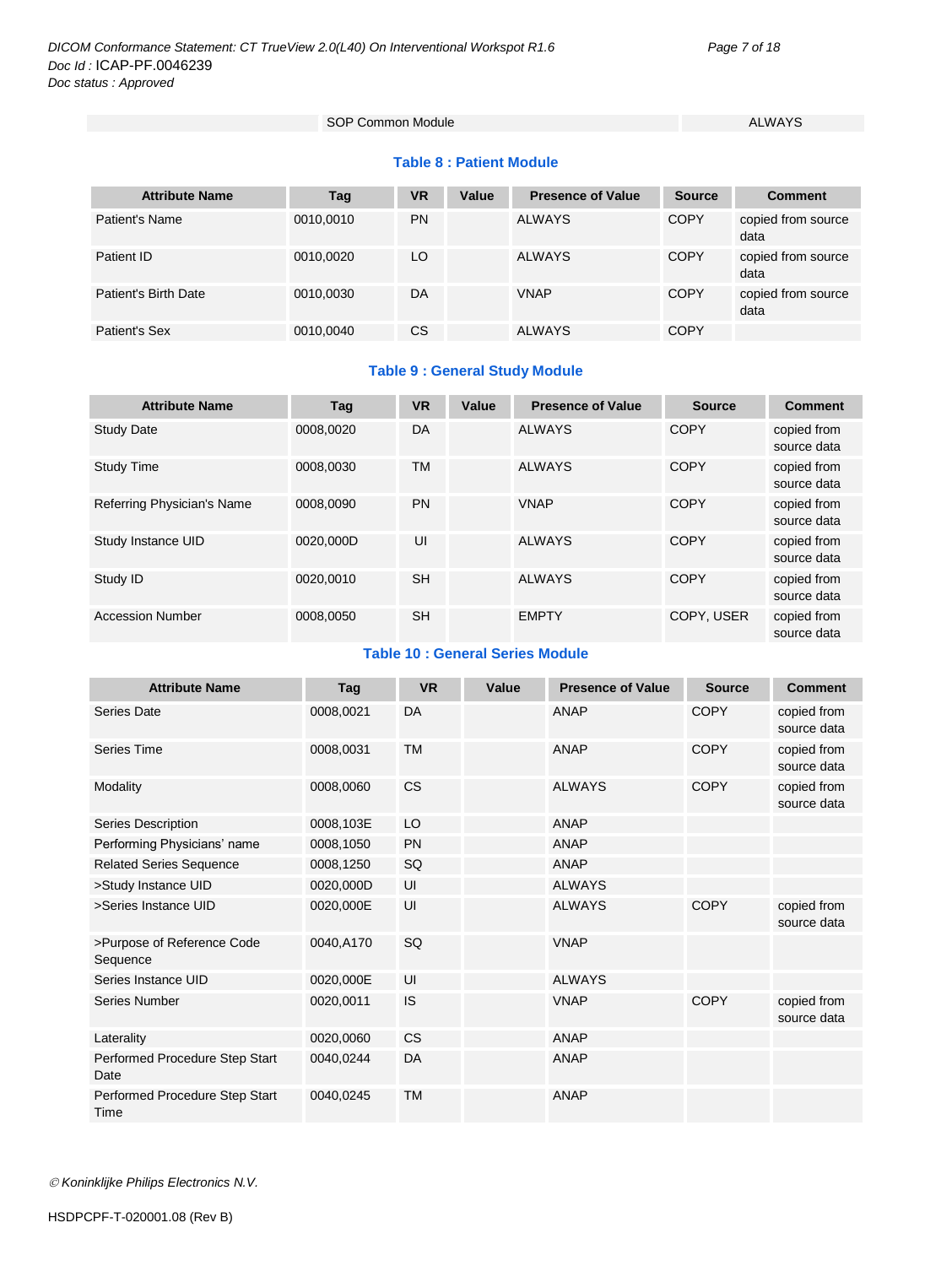| | SOP Common Module | ALWAYS |
|---|---|---|

**Table 8 : Patient Module**

| Attribute Name | Tag | VR | Value | Presence of Value | Source | Comment |
|---|---|---|---|---|---|---|
| Patient's Name | 0010,0010 | PN | | ALWAYS | COPY | copied from source data |
| Patient ID | 0010,0020 | LO | | ALWAYS | COPY | copied from source data |
| Patient's Birth Date | 0010,0030 | DA | | VNAP | COPY | copied from source data |
| Patient's Sex | 0010,0040 | CS | | ALWAYS | COPY | |

**Table 9 : General Study Module**

| Attribute Name | Tag | VR | Value | Presence of Value | Source | Comment |
|---|---|---|---|---|---|---|
| Study Date | 0008,0020 | DA | | ALWAYS | COPY | copied from source data |
| Study Time | 0008,0030 | TM | | ALWAYS | COPY | copied from source data |
| Referring Physician's Name | 0008,0090 | PN | | VNAP | COPY | copied from source data |
| Study Instance UID | 0020,000D | UI | | ALWAYS | COPY | copied from source data |
| Study ID | 0020,0010 | SH | | ALWAYS | COPY | copied from source data |
| Accession Number | 0008,0050 | SH | | EMPTY | COPY, USER | copied from source data |

**Table 10 : General Series Module**

| Attribute Name | Tag | VR | Value | Presence of Value | Source | Comment |
|---|---|---|---|---|---|---|
| Series Date | 0008,0021 | DA | | ANAP | COPY | copied from source data |
| Series Time | 0008,0031 | TM | | ANAP | COPY | copied from source data |
| Modality | 0008,0060 | CS | | ALWAYS | COPY | copied from source data |
| Series Description | 0008,103E | LO | | ANAP | | |
| Performing Physicians' name | 0008,1050 | PN | | ANAP | | |
| Related Series Sequence | 0008,1250 | SQ | | ANAP | | |
| >Study Instance UID | 0020,000D | UI | | ALWAYS | | |
| >Series Instance UID | 0020,000E | UI | | ALWAYS | COPY | copied from source data |
| >Purpose of Reference Code Sequence | 0040,A170 | SQ | | VNAP | | |
| Series Instance UID | 0020,000E | UI | | ALWAYS | | |
| Series Number | 0020,0011 | IS | | VNAP | COPY | copied from source data |
| Laterality | 0020,0060 | CS | | ANAP | | |
| Performed Procedure Step Start Date | 0040,0244 | DA | | ANAP | | |
| Performed Procedure Step Start Time | 0040,0245 | TM | | ANAP | | |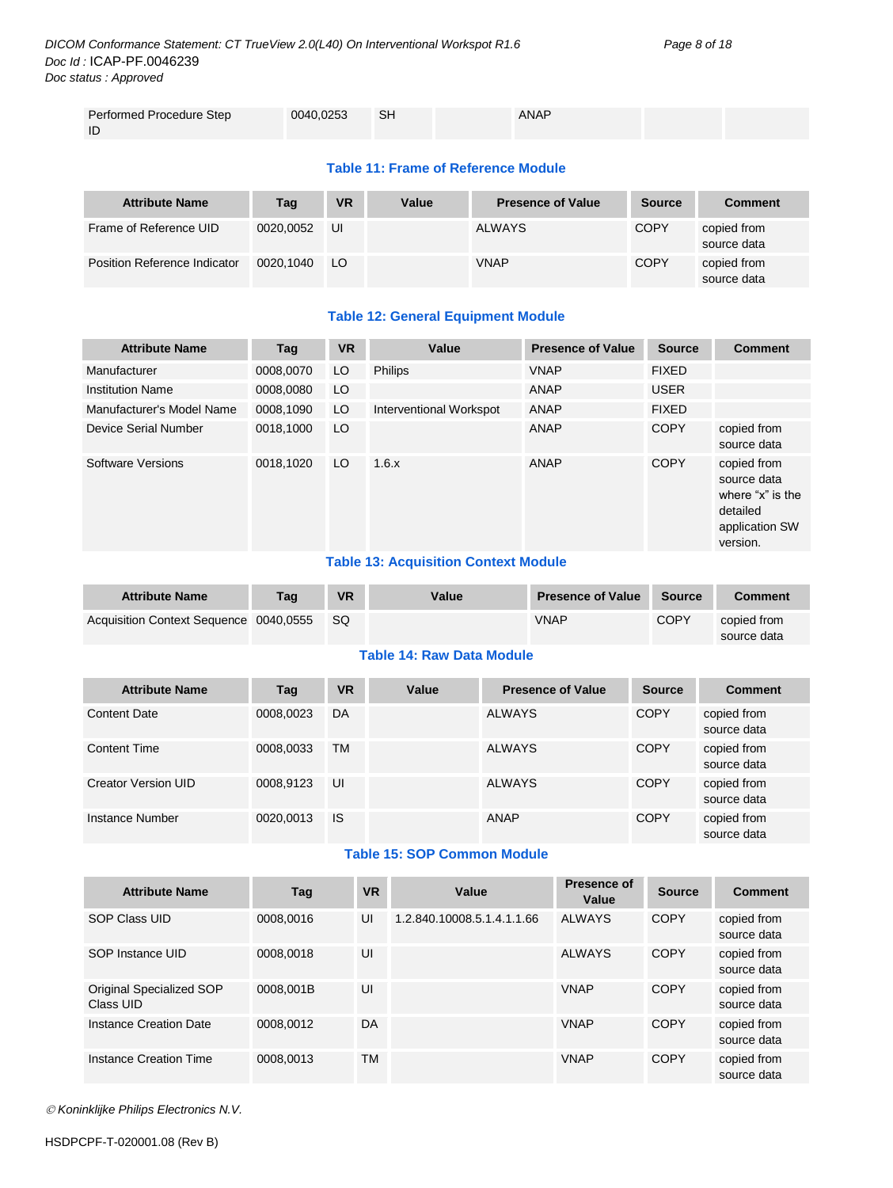| Performed Procedure Step ID | 0040,0253 | SH | | ANAP | | |
|---|---|---|---|---|---|---|

**Table 11: Frame of Reference Module**

| Attribute Name | Tag | VR | Value | Presence of Value | Source | Comment |
|---|---|---|---|---|---|---|
| Frame of Reference UID | 0020,0052 | UI | | ALWAYS | COPY | copied from source data |
| Position Reference Indicator | 0020,1040 | LO | | VNAP | COPY | copied from source data |

**Table 12: General Equipment Module**

| Attribute Name | Tag | VR | Value | Presence of Value | Source | Comment |
|---|---|---|---|---|---|---|
| Manufacturer | 0008,0070 | LO | Philips | VNAP | FIXED | |
| Institution Name | 0008,0080 | LO | | ANAP | USER | |
| Manufacturer's Model Name | 0008,1090 | LO | Interventional Workspot | ANAP | FIXED | |
| Device Serial Number | 0018,1000 | LO | | ANAP | COPY | copied from source data |
| Software Versions | 0018,1020 | LO | 1.6.x | ANAP | COPY | copied from source data where "x" is the detailed application SW version. |

**Table 13: Acquisition Context Module**

| Attribute Name | Tag | VR | Value | Presence of Value | Source | Comment |
|---|---|---|---|---|---|---|
| Acquisition Context Sequence | 0040,0555 | SQ | | VNAP | COPY | copied from source data |

**Table 14: Raw Data Module**

| Attribute Name | Tag | VR | Value | Presence of Value | Source | Comment |
|---|---|---|---|---|---|---|
| Content Date | 0008,0023 | DA | | ALWAYS | COPY | copied from source data |
| Content Time | 0008,0033 | TM | | ALWAYS | COPY | copied from source data |
| Creator Version UID | 0008,9123 | UI | | ALWAYS | COPY | copied from source data |
| Instance Number | 0020,0013 | IS | | ANAP | COPY | copied from source data |

**Table 15: SOP Common Module**

| Attribute Name | Tag | VR | Value | Presence of Value | Source | Comment |
|---|---|---|---|---|---|---|
| SOP Class UID | 0008,0016 | UI | 1.2.840.10008.5.1.4.1.1.66 | ALWAYS | COPY | copied from source data |
| SOP Instance UID | 0008,0018 | UI | | ALWAYS | COPY | copied from source data |
| Original Specialized SOP Class UID | 0008,001B | UI | | VNAP | COPY | copied from source data |
| Instance Creation Date | 0008,0012 | DA | | VNAP | COPY | copied from source data |
| Instance Creation Time | 0008,0013 | TM | | VNAP | COPY | copied from source data |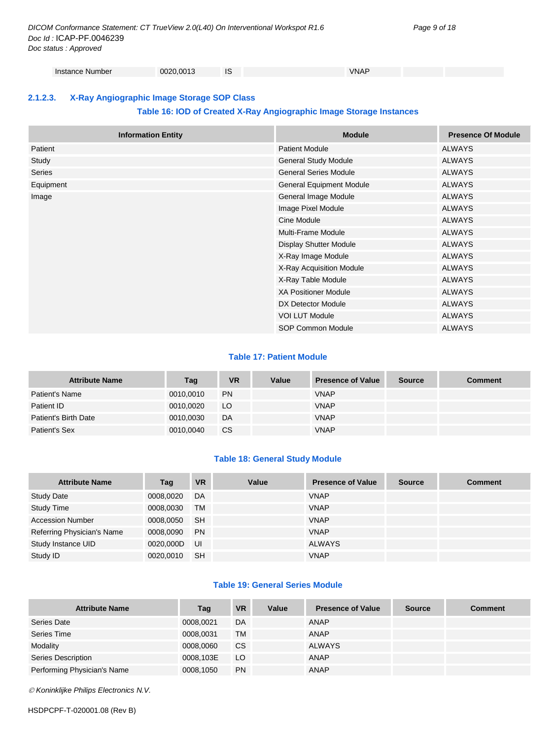| Instance Number | 0020,0013 | IS | | VNAP | | |
|---|---|---|---|---|---|---|

### 2.1.2.3. X-Ray Angiographic Image Storage SOP Class

**Table 16: IOD of Created X-Ray Angiographic Image Storage Instances**

| Information Entity | Module | Presence Of Module |
|---|---|---|
| Patient | Patient Module | ALWAYS |
| Study | General Study Module | ALWAYS |
| Series | General Series Module | ALWAYS |
| Equipment | General Equipment Module | ALWAYS |
| Image | General Image Module | ALWAYS |
| | Image Pixel Module | ALWAYS |
| | Cine Module | ALWAYS |
| | Multi-Frame Module | ALWAYS |
| | Display Shutter Module | ALWAYS |
| | X-Ray Image Module | ALWAYS |
| | X-Ray Acquisition Module | ALWAYS |
| | X-Ray Table Module | ALWAYS |
| | XA Positioner Module | ALWAYS |
| | DX Detector Module | ALWAYS |
| | VOI LUT Module | ALWAYS |
| | SOP Common Module | ALWAYS |

**Table 17: Patient Module**

| Attribute Name | Tag | VR | Value | Presence of Value | Source | Comment |
|---|---|---|---|---|---|---|
| Patient's Name | 0010,0010 | PN | | VNAP | | |
| Patient ID | 0010,0020 | LO | | VNAP | | |
| Patient's Birth Date | 0010,0030 | DA | | VNAP | | |
| Patient's Sex | 0010,0040 | CS | | VNAP | | |

**Table 18: General Study Module**

| Attribute Name | Tag | VR | Value | Presence of Value | Source | Comment |
|---|---|---|---|---|---|---|
| Study Date | 0008,0020 | DA | | VNAP | | |
| Study Time | 0008,0030 | TM | | VNAP | | |
| Accession Number | 0008,0050 | SH | | VNAP | | |
| Referring Physician's Name | 0008,0090 | PN | | VNAP | | |
| Study Instance UID | 0020,000D | UI | | ALWAYS | | |
| Study ID | 0020,0010 | SH | | VNAP | | |

**Table 19: General Series Module**

| Attribute Name | Tag | VR | Value | Presence of Value | Source | Comment |
|---|---|---|---|---|---|---|
| Series Date | 0008,0021 | DA | | ANAP | | |
| Series Time | 0008,0031 | TM | | ANAP | | |
| Modality | 0008,0060 | CS | | ALWAYS | | |
| Series Description | 0008,103E | LO | | ANAP | | |
| Performing Physician's Name | 0008,1050 | PN | | ANAP | | |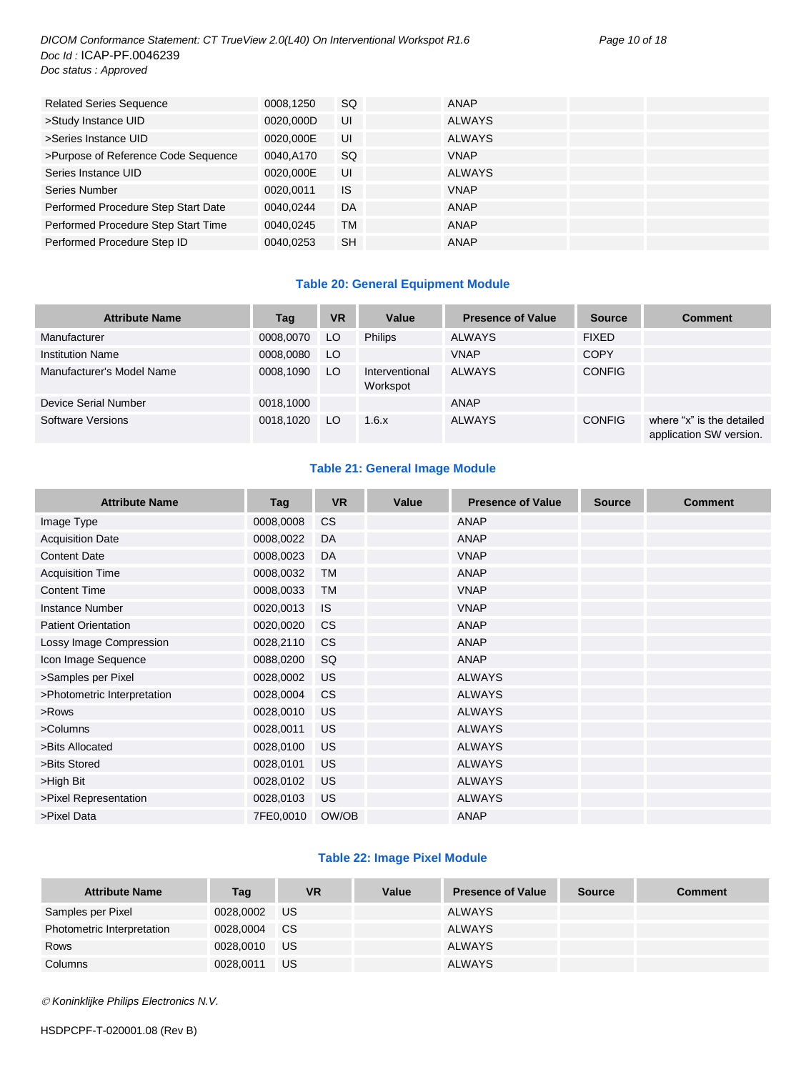| Related Series Sequence | 0008,1250 | SQ | | ANAP | | |
|---|---|---|---|---|---|---|
| >Study Instance UID | 0020,000D | UI | | ALWAYS | | |
| >Series Instance UID | 0020,000E | UI | | ALWAYS | | |
| >Purpose of Reference Code Sequence | 0040,A170 | SQ | | VNAP | | |
| Series Instance UID | 0020,000E | UI | | ALWAYS | | |
| Series Number | 0020,0011 | IS | | VNAP | | |
| Performed Procedure Step Start Date | 0040,0244 | DA | | ANAP | | |
| Performed Procedure Step Start Time | 0040,0245 | TM | | ANAP | | |
| Performed Procedure Step ID | 0040,0253 | SH | | ANAP | | |

### Table 20: General Equipment Module

| Attribute Name | Tag | VR | Value | Presence of Value | Source | Comment |
|---|---|---|---|---|---|---|
| Manufacturer | 0008,0070 | LO | Philips | ALWAYS | FIXED | |
| Institution Name | 0008,0080 | LO | | VNAP | COPY | |
| Manufacturer's Model Name | 0008,1090 | LO | Interventional Workspot | ALWAYS | CONFIG | |
| Device Serial Number | 0018,1000 | | | ANAP | | |
| Software Versions | 0018,1020 | LO | 1.6.x | ALWAYS | CONFIG | where "x" is the detailed application SW version. |

### Table 21: General Image Module

| Attribute Name | Tag | VR | Value | Presence of Value | Source | Comment |
|---|---|---|---|---|---|---|
| Image Type | 0008,0008 | CS | | ANAP | | |
| Acquisition Date | 0008,0022 | DA | | ANAP | | |
| Content Date | 0008,0023 | DA | | VNAP | | |
| Acquisition Time | 0008,0032 | TM | | ANAP | | |
| Content Time | 0008,0033 | TM | | VNAP | | |
| Instance Number | 0020,0013 | IS | | VNAP | | |
| Patient Orientation | 0020,0020 | CS | | ANAP | | |
| Lossy Image Compression | 0028,2110 | CS | | ANAP | | |
| Icon Image Sequence | 0088,0200 | SQ | | ANAP | | |
| >Samples per Pixel | 0028,0002 | US | | ALWAYS | | |
| >Photometric Interpretation | 0028,0004 | CS | | ALWAYS | | |
| >Rows | 0028,0010 | US | | ALWAYS | | |
| >Columns | 0028,0011 | US | | ALWAYS | | |
| >Bits Allocated | 0028,0100 | US | | ALWAYS | | |
| >Bits Stored | 0028,0101 | US | | ALWAYS | | |
| >High Bit | 0028,0102 | US | | ALWAYS | | |
| >Pixel Representation | 0028,0103 | US | | ALWAYS | | |
| >Pixel Data | 7FE0,0010 | OW/OB | | ANAP | | |

### Table 22: Image Pixel Module

| Attribute Name | Tag | VR | Value | Presence of Value | Source | Comment |
|---|---|---|---|---|---|---|
| Samples per Pixel | 0028,0002 | US | | ALWAYS | | |
| Photometric Interpretation | 0028,0004 | CS | | ALWAYS | | |
| Rows | 0028,0010 | US | | ALWAYS | | |
| Columns | 0028,0011 | US | | ALWAYS | | |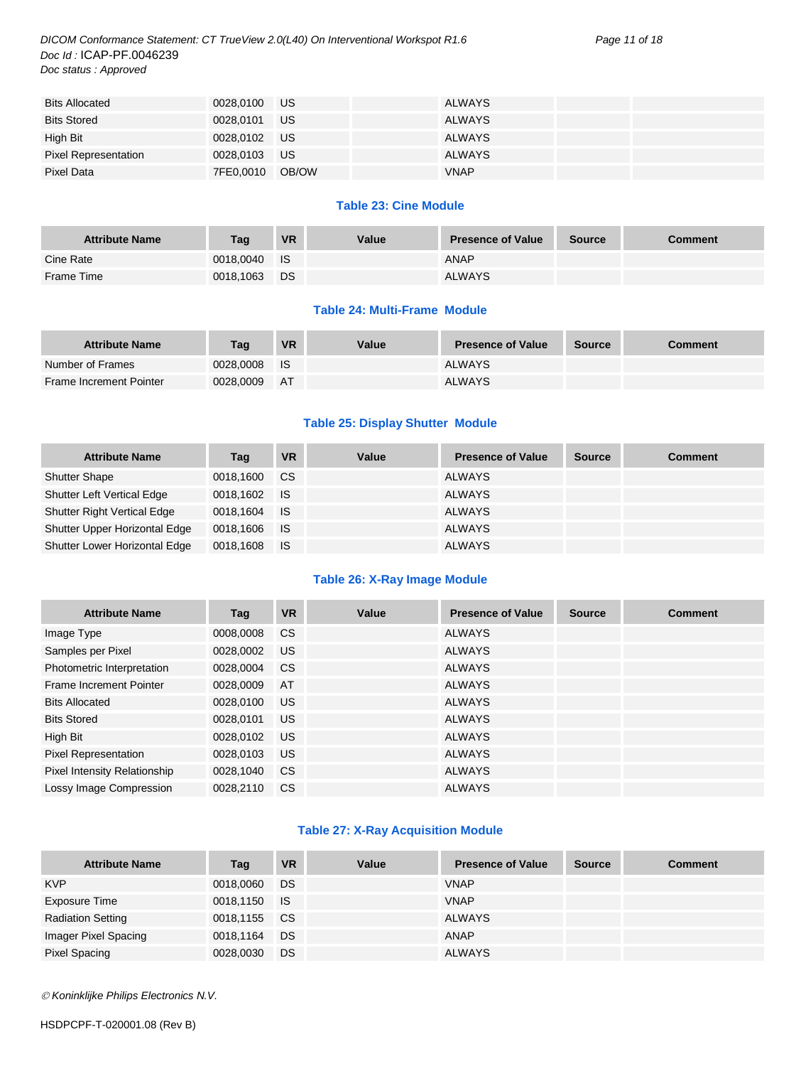| Bits Allocated | 0028,0100 | US | | ALWAYS | | |
|---|---|---|---|---|---|---|
| Bits Stored | 0028,0101 | US | | ALWAYS | | |
| High Bit | 0028,0102 | US | | ALWAYS | | |
| Pixel Representation | 0028,0103 | US | | ALWAYS | | |
| Pixel Data | 7FE0,0010 | OB/OW | | VNAP | | |

**Table 23: Cine Module**

| Attribute Name | Tag | VR | Value | Presence of Value | Source | Comment |
|---|---|---|---|---|---|---|
| Cine Rate | 0018,0040 | IS | | ANAP | | |
| Frame Time | 0018,1063 | DS | | ALWAYS | | |

**Table 24: Multi-Frame Module**

| Attribute Name | Tag | VR | Value | Presence of Value | Source | Comment |
|---|---|---|---|---|---|---|
| Number of Frames | 0028,0008 | IS | | ALWAYS | | |
| Frame Increment Pointer | 0028,0009 | AT | | ALWAYS | | |

**Table 25: Display Shutter Module**

| Attribute Name | Tag | VR | Value | Presence of Value | Source | Comment |
|---|---|---|---|---|---|---|
| Shutter Shape | 0018,1600 | CS | | ALWAYS | | |
| Shutter Left Vertical Edge | 0018,1602 | IS | | ALWAYS | | |
| Shutter Right Vertical Edge | 0018,1604 | IS | | ALWAYS | | |
| Shutter Upper Horizontal Edge | 0018,1606 | IS | | ALWAYS | | |
| Shutter Lower Horizontal Edge | 0018,1608 | IS | | ALWAYS | | |

**Table 26: X-Ray Image Module**

| Attribute Name | Tag | VR | Value | Presence of Value | Source | Comment |
|---|---|---|---|---|---|---|
| Image Type | 0008,0008 | CS | | ALWAYS | | |
| Samples per Pixel | 0028,0002 | US | | ALWAYS | | |
| Photometric Interpretation | 0028,0004 | CS | | ALWAYS | | |
| Frame Increment Pointer | 0028,0009 | AT | | ALWAYS | | |
| Bits Allocated | 0028,0100 | US | | ALWAYS | | |
| Bits Stored | 0028,0101 | US | | ALWAYS | | |
| High Bit | 0028,0102 | US | | ALWAYS | | |
| Pixel Representation | 0028,0103 | US | | ALWAYS | | |
| Pixel Intensity Relationship | 0028,1040 | CS | | ALWAYS | | |
| Lossy Image Compression | 0028,2110 | CS | | ALWAYS | | |

**Table 27: X-Ray Acquisition Module**

| Attribute Name | Tag | VR | Value | Presence of Value | Source | Comment |
|---|---|---|---|---|---|---|
| KVP | 0018,0060 | DS | | VNAP | | |
| Exposure Time | 0018,1150 | IS | | VNAP | | |
| Radiation Setting | 0018,1155 | CS | | ALWAYS | | |
| Imager Pixel Spacing | 0018,1164 | DS | | ANAP | | |
| Pixel Spacing | 0028,0030 | DS | | ALWAYS | | |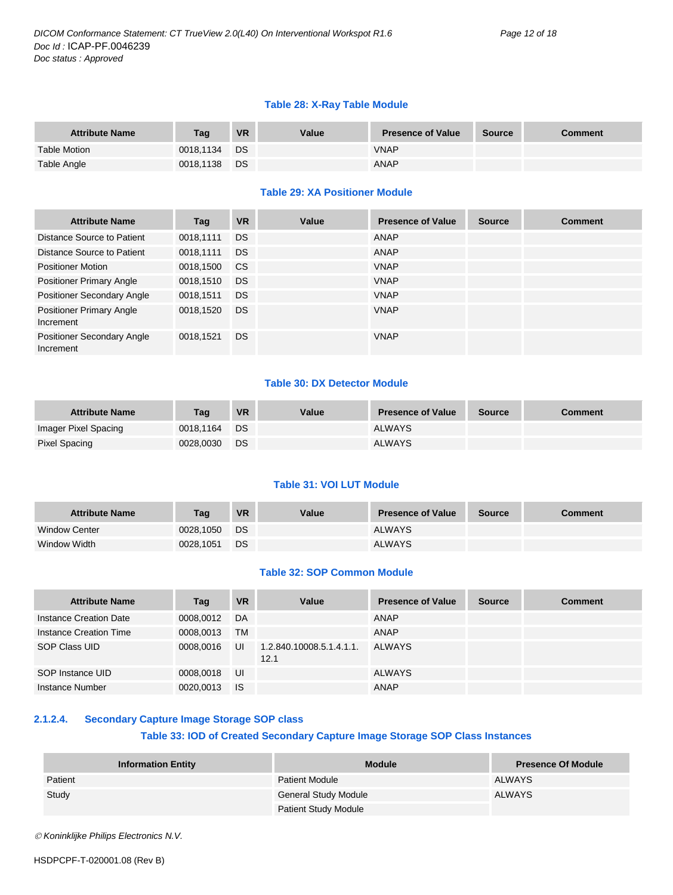**Table 28: X-Ray Table Module**

| Attribute Name | Tag | VR | Value | Presence of Value | Source | Comment |
|---|---|---|---|---|---|---|
| Table Motion | 0018,1134 | DS | | VNAP | | |
| Table Angle | 0018,1138 | DS | | ANAP | | |

**Table 29: XA Positioner Module**

| Attribute Name | Tag | VR | Value | Presence of Value | Source | Comment |
|---|---|---|---|---|---|---|
| Distance Source to Patient | 0018,1111 | DS | | ANAP | | |
| Distance Source to Patient | 0018,1111 | DS | | ANAP | | |
| Positioner Motion | 0018,1500 | CS | | VNAP | | |
| Positioner Primary Angle | 0018,1510 | DS | | VNAP | | |
| Positioner Secondary Angle | 0018,1511 | DS | | VNAP | | |
| Positioner Primary Angle Increment | 0018,1520 | DS | | VNAP | | |
| Positioner Secondary Angle Increment | 0018,1521 | DS | | VNAP | | |

**Table 30: DX Detector Module**

| Attribute Name | Tag | VR | Value | Presence of Value | Source | Comment |
|---|---|---|---|---|---|---|
| Imager Pixel Spacing | 0018,1164 | DS | | ALWAYS | | |
| Pixel Spacing | 0028,0030 | DS | | ALWAYS | | |

**Table 31: VOI LUT Module**

| Attribute Name | Tag | VR | Value | Presence of Value | Source | Comment |
|---|---|---|---|---|---|---|
| Window Center | 0028,1050 | DS | | ALWAYS | | |
| Window Width | 0028,1051 | DS | | ALWAYS | | |

**Table 32: SOP Common Module**

| Attribute Name | Tag | VR | Value | Presence of Value | Source | Comment |
|---|---|---|---|---|---|---|
| Instance Creation Date | 0008,0012 | DA | | ANAP | | |
| Instance Creation Time | 0008,0013 | TM | | ANAP | | |
| SOP Class UID | 0008,0016 | UI | 1.2.840.10008.5.1.4.1.1.12.1 | ALWAYS | | |
| SOP Instance UID | 0008,0018 | UI | | ALWAYS | | |
| Instance Number | 0020,0013 | IS | | ANAP | | |

### 2.1.2.4. Secondary Capture Image Storage SOP class

**Table 33: IOD of Created Secondary Capture Image Storage SOP Class Instances**

| Information Entity | Module | Presence Of Module |
|---|---|---|
| Patient | Patient Module | ALWAYS |
| Study | General Study Module | ALWAYS |
| | Patient Study Module | |

© Koninklijke Philips Electronics N.V.

HSDPCPF-T-020001.08 (Rev B)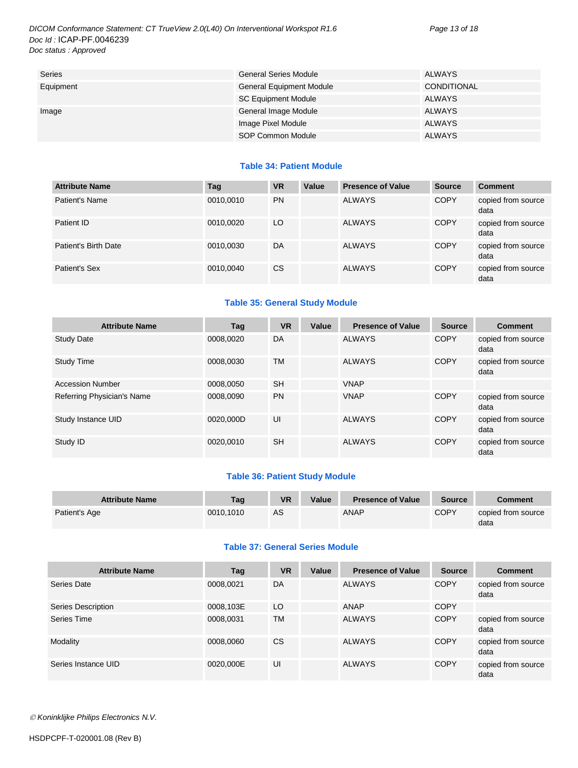| | | |
|---|---|---|
| Series | General Series Module | ALWAYS |
| Equipment | General Equipment Module | CONDITIONAL |
| | SC Equipment Module | ALWAYS |
| Image | General Image Module | ALWAYS |
| | Image Pixel Module | ALWAYS |
| | SOP Common Module | ALWAYS |

**Table 34: Patient Module**

| Attribute Name | Tag | VR | Value | Presence of Value | Source | Comment |
|---|---|---|---|---|---|---|
| Patient's Name | 0010,0010 | PN | | ALWAYS | COPY | copied from source data |
| Patient ID | 0010,0020 | LO | | ALWAYS | COPY | copied from source data |
| Patient's Birth Date | 0010,0030 | DA | | ALWAYS | COPY | copied from source data |
| Patient's Sex | 0010,0040 | CS | | ALWAYS | COPY | copied from source data |

**Table 35: General Study Module**

| Attribute Name | Tag | VR | Value | Presence of Value | Source | Comment |
|---|---|---|---|---|---|---|
| Study Date | 0008,0020 | DA | | ALWAYS | COPY | copied from source data |
| Study Time | 0008,0030 | TM | | ALWAYS | COPY | copied from source data |
| Accession Number | 0008,0050 | SH | | VNAP | | |
| Referring Physician's Name | 0008,0090 | PN | | VNAP | COPY | copied from source data |
| Study Instance UID | 0020,000D | UI | | ALWAYS | COPY | copied from source data |
| Study ID | 0020,0010 | SH | | ALWAYS | COPY | copied from source data |

**Table 36: Patient Study Module**

| Attribute Name | Tag | VR | Value | Presence of Value | Source | Comment |
|---|---|---|---|---|---|---|
| Patient's Age | 0010,1010 | AS | | ANAP | COPY | copied from source data |

**Table 37: General Series Module**

| Attribute Name | Tag | VR | Value | Presence of Value | Source | Comment |
|---|---|---|---|---|---|---|
| Series Date | 0008,0021 | DA | | ALWAYS | COPY | copied from source data |
| Series Description | 0008,103E | LO | | ANAP | COPY | |
| Series Time | 0008,0031 | TM | | ALWAYS | COPY | copied from source data |
| Modality | 0008,0060 | CS | | ALWAYS | COPY | copied from source data |
| Series Instance UID | 0020,000E | UI | | ALWAYS | COPY | copied from source data |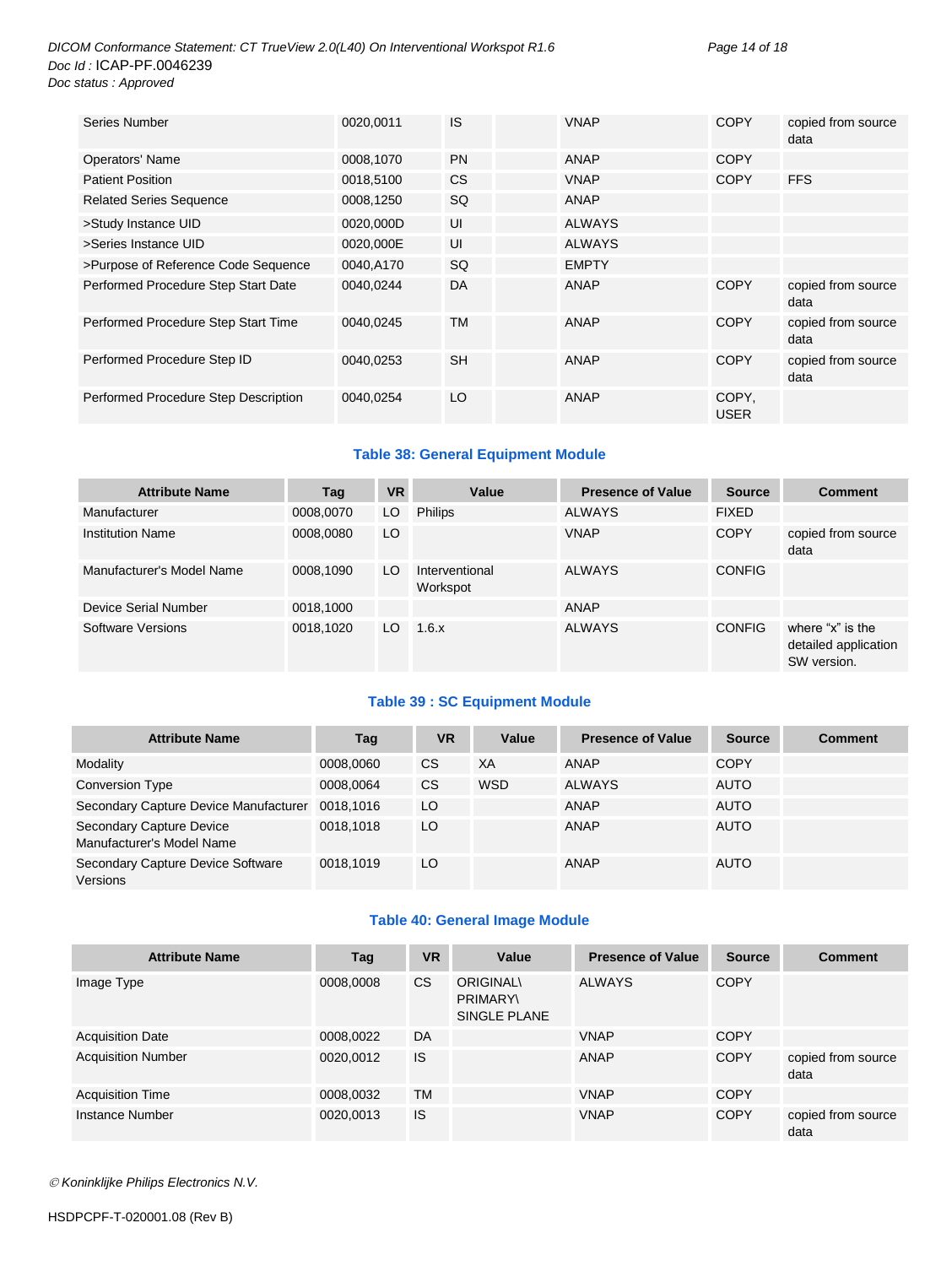| | | | | | | |
|---|---|---|---|---|---|---|
| Series Number | 0020,0011 | IS | | VNAP | COPY | copied from source data |
| Operators' Name | 0008,1070 | PN | | ANAP | COPY | |
| Patient Position | 0018,5100 | CS | | VNAP | COPY | FFS |
| Related Series Sequence | 0008,1250 | SQ | | ANAP | | |
| >Study Instance UID | 0020,000D | UI | | ALWAYS | | |
| >Series Instance UID | 0020,000E | UI | | ALWAYS | | |
| >Purpose of Reference Code Sequence | 0040,A170 | SQ | | EMPTY | | |
| Performed Procedure Step Start Date | 0040,0244 | DA | | ANAP | COPY | copied from source data |
| Performed Procedure Step Start Time | 0040,0245 | TM | | ANAP | COPY | copied from source data |
| Performed Procedure Step ID | 0040,0253 | SH | | ANAP | COPY | copied from source data |
| Performed Procedure Step Description | 0040,0254 | LO | | ANAP | COPY, USER | |

### Table 38: General Equipment Module

| Attribute Name | Tag | VR | Value | Presence of Value | Source | Comment |
|---|---|---|---|---|---|---|
| Manufacturer | 0008,0070 | LO | Philips | ALWAYS | FIXED | |
| Institution Name | 0008,0080 | LO | | VNAP | COPY | copied from source data |
| Manufacturer's Model Name | 0008,1090 | LO | Interventional Workspot | ALWAYS | CONFIG | |
| Device Serial Number | 0018,1000 | | | ANAP | | |
| Software Versions | 0018,1020 | LO | 1.6.x | ALWAYS | CONFIG | where "x" is the detailed application SW version. |

### Table 39 : SC Equipment Module

| Attribute Name | Tag | VR | Value | Presence of Value | Source | Comment |
|---|---|---|---|---|---|---|
| Modality | 0008,0060 | CS | XA | ANAP | COPY | |
| Conversion Type | 0008,0064 | CS | WSD | ALWAYS | AUTO | |
| Secondary Capture Device Manufacturer | 0018,1016 | LO | | ANAP | AUTO | |
| Secondary Capture Device Manufacturer's Model Name | 0018,1018 | LO | | ANAP | AUTO | |
| Secondary Capture Device Software Versions | 0018,1019 | LO | | ANAP | AUTO | |

### Table 40: General Image Module

| Attribute Name | Tag | VR | Value | Presence of Value | Source | Comment |
|---|---|---|---|---|---|---|
| Image Type | 0008,0008 | CS | ORIGINAL\ PRIMARY\ SINGLE PLANE | ALWAYS | COPY | |
| Acquisition Date | 0008,0022 | DA | | VNAP | COPY | |
| Acquisition Number | 0020,0012 | IS | | ANAP | COPY | copied from source data |
| Acquisition Time | 0008,0032 | TM | | VNAP | COPY | |
| Instance Number | 0020,0013 | IS | | VNAP | COPY | copied from source data |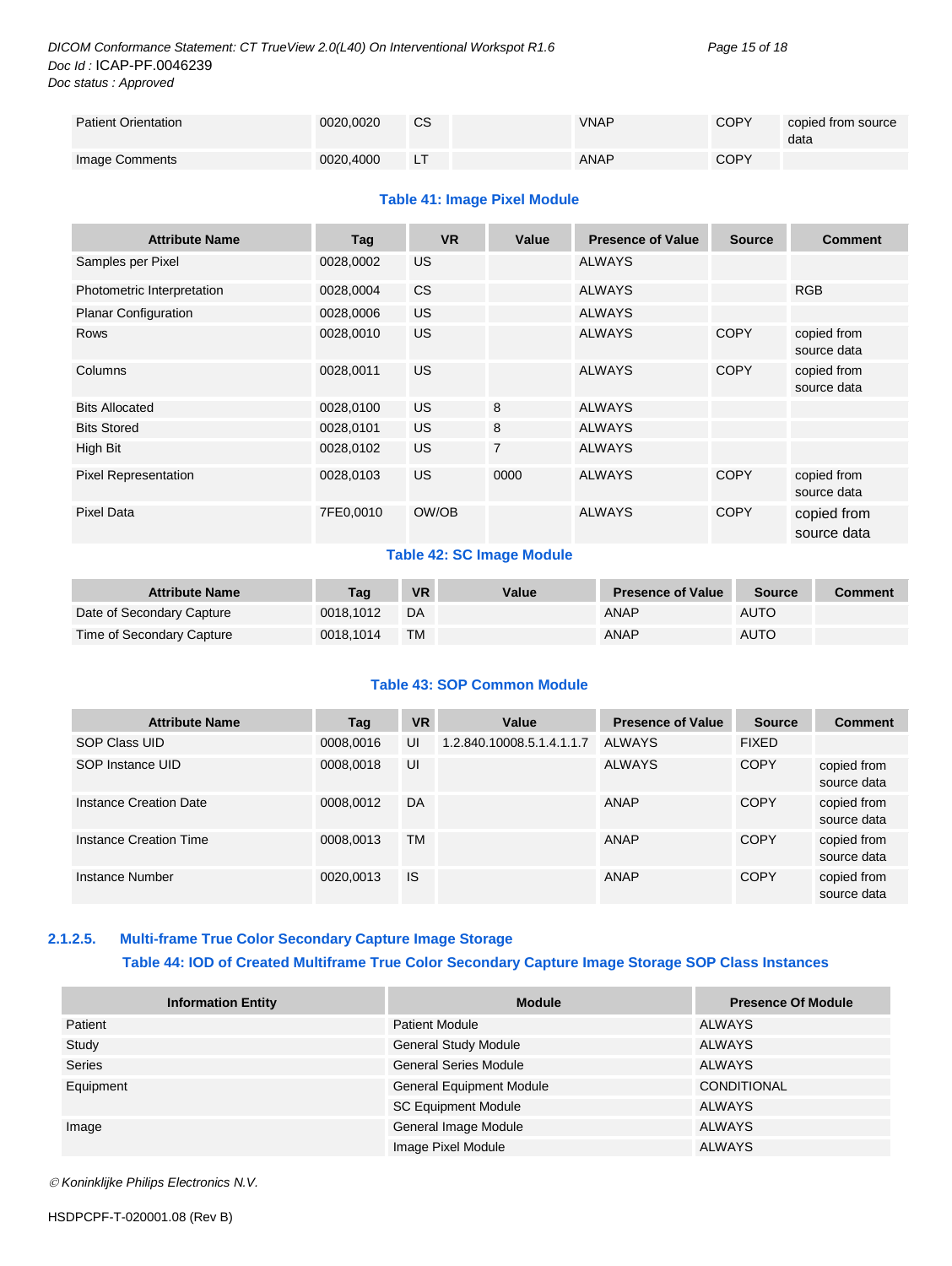| Patient Orientation | 0020,0020 | CS | | VNAP | COPY | copied from source data |
|---|---|---|---|---|---|---|
| Image Comments | 0020,4000 | LT | | ANAP | COPY | |

**Table 41: Image Pixel Module**

| Attribute Name | Tag | VR | Value | Presence of Value | Source | Comment |
|---|---|---|---|---|---|---|
| Samples per Pixel | 0028,0002 | US | | ALWAYS | | |
| Photometric Interpretation | 0028,0004 | CS | | ALWAYS | | RGB |
| Planar Configuration | 0028,0006 | US | | ALWAYS | | |
| Rows | 0028,0010 | US | | ALWAYS | COPY | copied from source data |
| Columns | 0028,0011 | US | | ALWAYS | COPY | copied from source data |
| Bits Allocated | 0028,0100 | US | 8 | ALWAYS | | |
| Bits Stored | 0028,0101 | US | 8 | ALWAYS | | |
| High Bit | 0028,0102 | US | 7 | ALWAYS | | |
| Pixel Representation | 0028,0103 | US | 0000 | ALWAYS | COPY | copied from source data |
| Pixel Data | 7FE0,0010 | OW/OB | | ALWAYS | COPY | copied from source data |

**Table 42: SC Image Module**

| Attribute Name | Tag | VR | Value | Presence of Value | Source | Comment |
|---|---|---|---|---|---|---|
| Date of Secondary Capture | 0018,1012 | DA | | ANAP | AUTO | |
| Time of Secondary Capture | 0018,1014 | TM | | ANAP | AUTO | |

**Table 43: SOP Common Module**

| Attribute Name | Tag | VR | Value | Presence of Value | Source | Comment |
|---|---|---|---|---|---|---|
| SOP Class UID | 0008,0016 | UI | 1.2.840.10008.5.1.4.1.1.7 | ALWAYS | FIXED | |
| SOP Instance UID | 0008,0018 | UI | | ALWAYS | COPY | copied from source data |
| Instance Creation Date | 0008,0012 | DA | | ANAP | COPY | copied from source data |
| Instance Creation Time | 0008,0013 | TM | | ANAP | COPY | copied from source data |
| Instance Number | 0020,0013 | IS | | ANAP | COPY | copied from source data |

### 2.1.2.5. Multi-frame True Color Secondary Capture Image Storage

**Table 44: IOD of Created Multiframe True Color Secondary Capture Image Storage SOP Class Instances**

| Information Entity | Module | Presence Of Module |
|---|---|---|
| Patient | Patient Module | ALWAYS |
| Study | General Study Module | ALWAYS |
| Series | General Series Module | ALWAYS |
| Equipment | General Equipment Module | CONDITIONAL |
| | SC Equipment Module | ALWAYS |
| Image | General Image Module | ALWAYS |
| | Image Pixel Module | ALWAYS |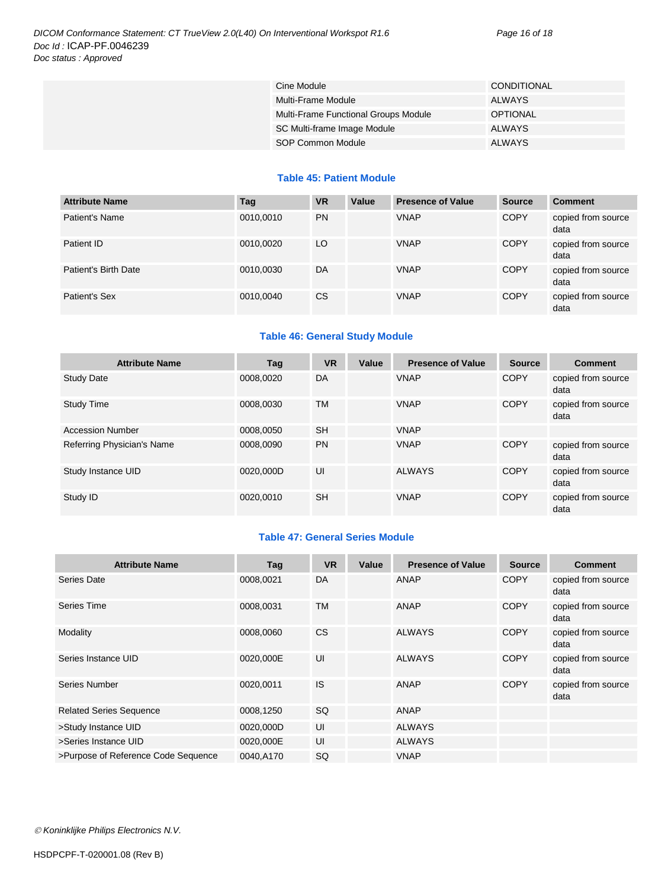| | | |
|---|---|---|
| | Cine Module | CONDITIONAL |
| | Multi-Frame Module | ALWAYS |
| | Multi-Frame Functional Groups Module | OPTIONAL |
| | SC Multi-frame Image Module | ALWAYS |
| | SOP Common Module | ALWAYS |

**Table 45: Patient Module**

| Attribute Name | Tag | VR | Value | Presence of Value | Source | Comment |
|---|---|---|---|---|---|---|
| Patient's Name | 0010,0010 | PN | | VNAP | COPY | copied from source data |
| Patient ID | 0010,0020 | LO | | VNAP | COPY | copied from source data |
| Patient's Birth Date | 0010,0030 | DA | | VNAP | COPY | copied from source data |
| Patient's Sex | 0010,0040 | CS | | VNAP | COPY | copied from source data |

**Table 46: General Study Module**

| Attribute Name | Tag | VR | Value | Presence of Value | Source | Comment |
|---|---|---|---|---|---|---|
| Study Date | 0008,0020 | DA | | VNAP | COPY | copied from source data |
| Study Time | 0008,0030 | TM | | VNAP | COPY | copied from source data |
| Accession Number | 0008,0050 | SH | | VNAP | | |
| Referring Physician's Name | 0008,0090 | PN | | VNAP | COPY | copied from source data |
| Study Instance UID | 0020,000D | UI | | ALWAYS | COPY | copied from source data |
| Study ID | 0020,0010 | SH | | VNAP | COPY | copied from source data |

**Table 47: General Series Module**

| Attribute Name | Tag | VR | Value | Presence of Value | Source | Comment |
|---|---|---|---|---|---|---|
| Series Date | 0008,0021 | DA | | ANAP | COPY | copied from source data |
| Series Time | 0008,0031 | TM | | ANAP | COPY | copied from source data |
| Modality | 0008,0060 | CS | | ALWAYS | COPY | copied from source data |
| Series Instance UID | 0020,000E | UI | | ALWAYS | COPY | copied from source data |
| Series Number | 0020,0011 | IS | | ANAP | COPY | copied from source data |
| Related Series Sequence | 0008,1250 | SQ | | ANAP | | |
| >Study Instance UID | 0020,000D | UI | | ALWAYS | | |
| >Series Instance UID | 0020,000E | UI | | ALWAYS | | |
| >Purpose of Reference Code Sequence | 0040,A170 | SQ | | VNAP | | |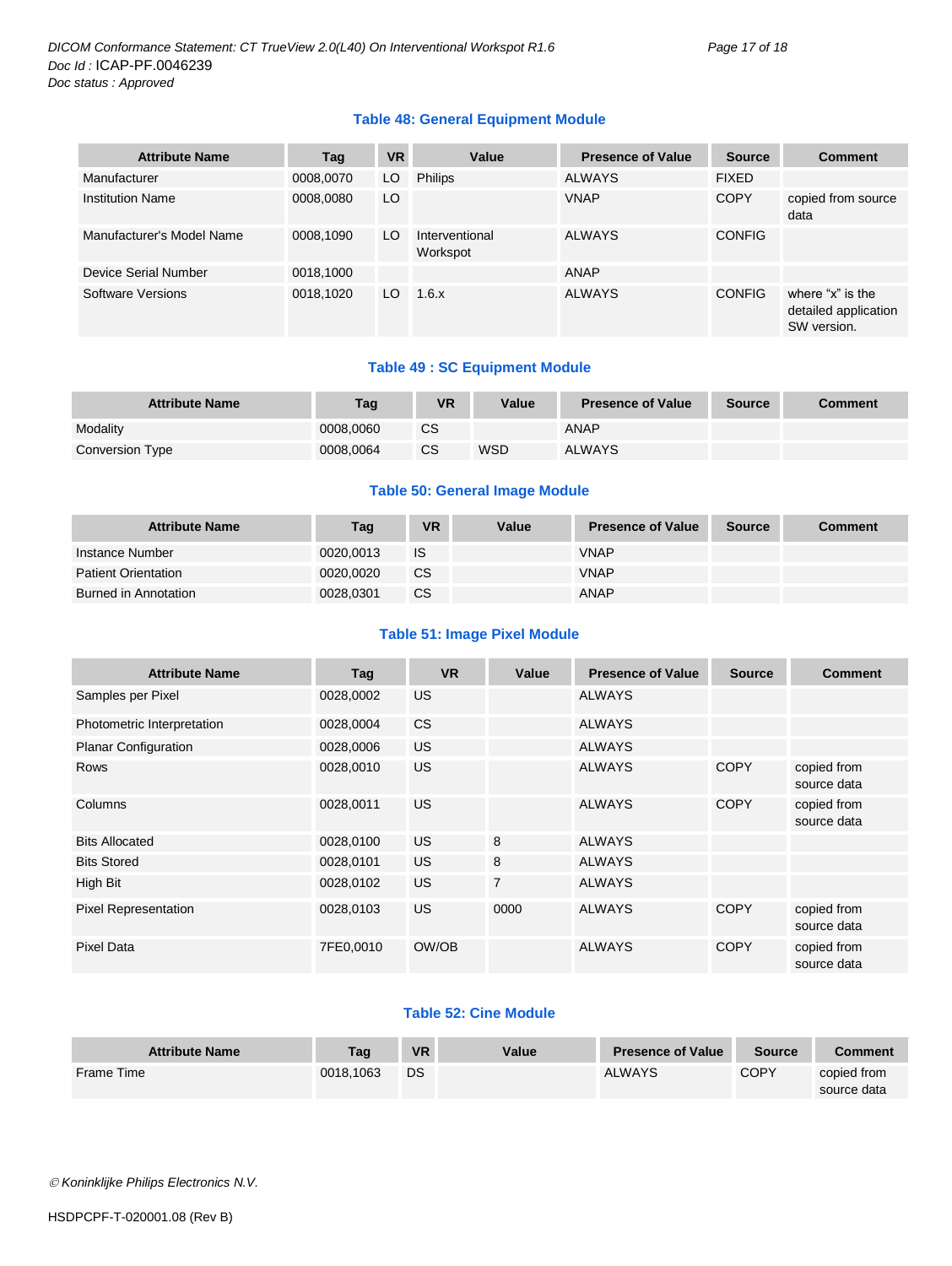### Table 48: General Equipment Module

| Attribute Name | Tag | VR | Value | Presence of Value | Source | Comment |
|---|---|---|---|---|---|---|
| Manufacturer | 0008,0070 | LO | Philips | ALWAYS | FIXED | |
| Institution Name | 0008,0080 | LO | | VNAP | COPY | copied from source data |
| Manufacturer's Model Name | 0008,1090 | LO | Interventional Workspot | ALWAYS | CONFIG | |
| Device Serial Number | 0018,1000 | | | ANAP | | |
| Software Versions | 0018,1020 | LO | 1.6.x | ALWAYS | CONFIG | where "x" is the detailed application SW version. |

### Table 49 : SC Equipment Module

| Attribute Name | Tag | VR | Value | Presence of Value | Source | Comment |
|---|---|---|---|---|---|---|
| Modality | 0008,0060 | CS | | ANAP | | |
| Conversion Type | 0008,0064 | CS | WSD | ALWAYS | | |

### Table 50: General Image Module

| Attribute Name | Tag | VR | Value | Presence of Value | Source | Comment |
|---|---|---|---|---|---|---|
| Instance Number | 0020,0013 | IS | | VNAP | | |
| Patient Orientation | 0020,0020 | CS | | VNAP | | |
| Burned in Annotation | 0028,0301 | CS | | ANAP | | |

### Table 51: Image Pixel Module

| Attribute Name | Tag | VR | Value | Presence of Value | Source | Comment |
|---|---|---|---|---|---|---|
| Samples per Pixel | 0028,0002 | US | | ALWAYS | | |
| Photometric Interpretation | 0028,0004 | CS | | ALWAYS | | |
| Planar Configuration | 0028,0006 | US | | ALWAYS | | |
| Rows | 0028,0010 | US | | ALWAYS | COPY | copied from source data |
| Columns | 0028,0011 | US | | ALWAYS | COPY | copied from source data |
| Bits Allocated | 0028,0100 | US | 8 | ALWAYS | | |
| Bits Stored | 0028,0101 | US | 8 | ALWAYS | | |
| High Bit | 0028,0102 | US | 7 | ALWAYS | | |
| Pixel Representation | 0028,0103 | US | 0000 | ALWAYS | COPY | copied from source data |
| Pixel Data | 7FE0,0010 | OW/OB | | ALWAYS | COPY | copied from source data |

### Table 52: Cine Module

| Attribute Name | Tag | VR | Value | Presence of Value | Source | Comment |
|---|---|---|---|---|---|---|
| Frame Time | 0018,1063 | DS | | ALWAYS | COPY | copied from source data |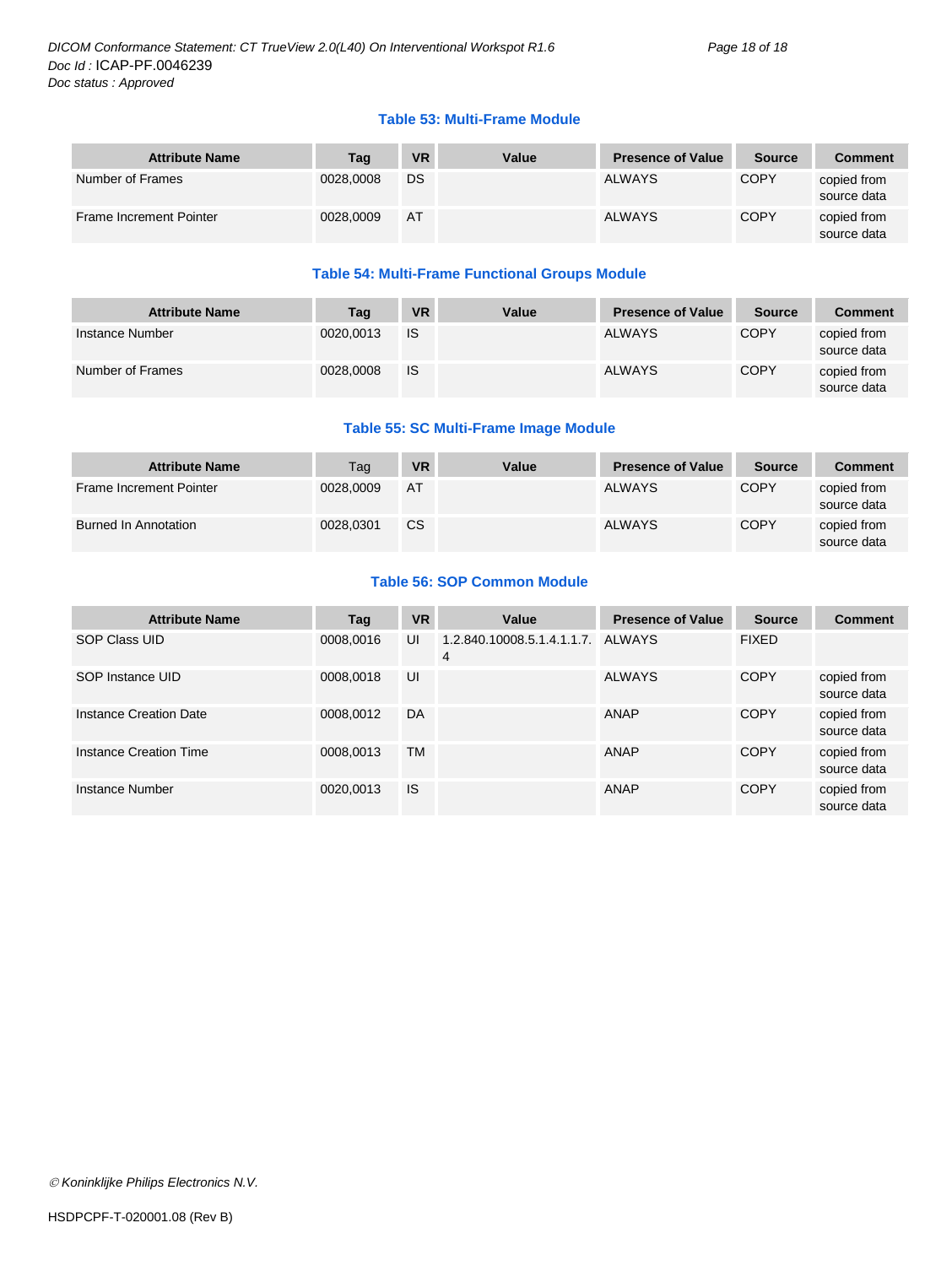**Table 53: Multi-Frame Module**

| Attribute Name | Tag | VR | Value | Presence of Value | Source | Comment |
|---|---|---|---|---|---|---|
| Number of Frames | 0028,0008 | DS | | ALWAYS | COPY | copied from source data |
| Frame Increment Pointer | 0028,0009 | AT | | ALWAYS | COPY | copied from source data |

**Table 54: Multi-Frame Functional Groups Module**

| Attribute Name | Tag | VR | Value | Presence of Value | Source | Comment |
|---|---|---|---|---|---|---|
| Instance Number | 0020,0013 | IS | | ALWAYS | COPY | copied from source data |
| Number of Frames | 0028,0008 | IS | | ALWAYS | COPY | copied from source data |

**Table 55: SC Multi-Frame Image Module**

| Attribute Name | Tag | VR | Value | Presence of Value | Source | Comment |
|---|---|---|---|---|---|---|
| Frame Increment Pointer | 0028,0009 | AT | | ALWAYS | COPY | copied from source data |
| Burned In Annotation | 0028,0301 | CS | | ALWAYS | COPY | copied from source data |

**Table 56: SOP Common Module**

| Attribute Name | Tag | VR | Value | Presence of Value | Source | Comment |
|---|---|---|---|---|---|---|
| SOP Class UID | 0008,0016 | UI | 1.2.840.10008.5.1.4.1.1.7.4 | ALWAYS | FIXED | |
| SOP Instance UID | 0008,0018 | UI | | ALWAYS | COPY | copied from source data |
| Instance Creation Date | 0008,0012 | DA | | ANAP | COPY | copied from source data |
| Instance Creation Time | 0008,0013 | TM | | ANAP | COPY | copied from source data |
| Instance Number | 0020,0013 | IS | | ANAP | COPY | copied from source data |